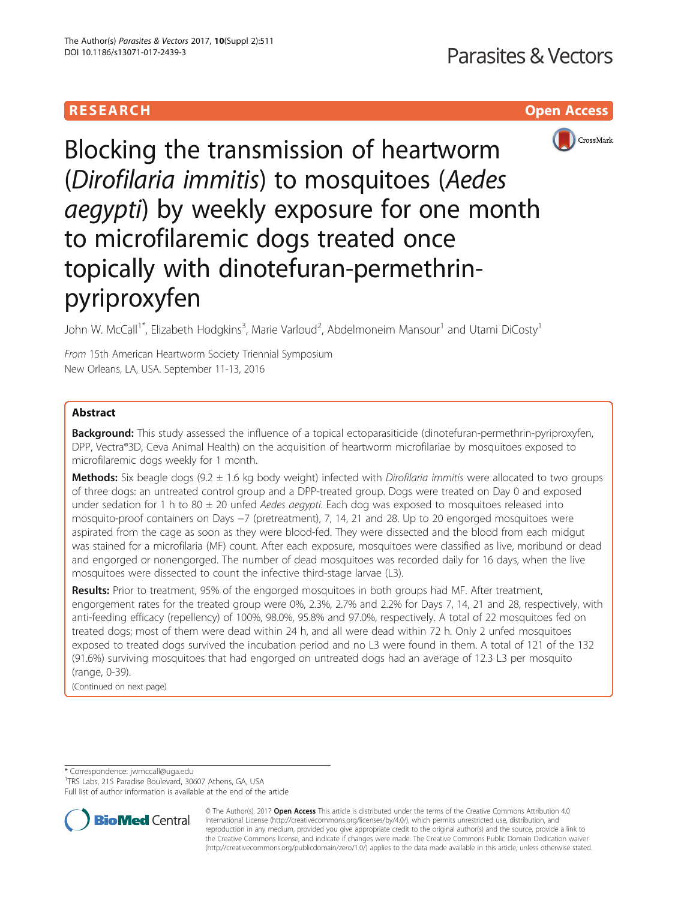RESEARCH

Open Access

# Blocking the transmission of heartworm (*Dirofilaria immitis*) to mosquitoes (*Aedes aegypti*) by weekly exposure for one month to microfilaremic dogs treated once topically with dinotefuran-permethrin-pyriproxyfen

John W. McCall[1*], Elizabeth Hodgkins[3], Marie Varloud[2], Abdelmoneim Mansour[1] and Utami DiCosty[1]

From 15th American Heartworm Society Triennial Symposium
New Orleans, LA, USA. September 11-13, 2016

## Abstract

**Background:** This study assessed the influence of a topical ectoparasiticide (dinotefuran-permethrin-pyriproxyfen, DPP, Vectra®3D, Ceva Animal Health) on the acquisition of heartworm microfilariae by mosquitoes exposed to microfilaremic dogs weekly for 1 month.

**Methods:** Six beagle dogs (9.2 ± 1.6 kg body weight) infected with *Dirofilaria immitis* were allocated to two groups of three dogs: an untreated control group and a DPP-treated group. Dogs were treated on Day 0 and exposed under sedation for 1 h to 80 ± 20 unfed *Aedes aegypti*. Each dog was exposed to mosquitoes released into mosquito-proof containers on Days −7 (pretreatment), 7, 14, 21 and 28. Up to 20 engorged mosquitoes were aspirated from the cage as soon as they were blood-fed. They were dissected and the blood from each midgut was stained for a microfilaria (MF) count. After each exposure, mosquitoes were classified as live, moribund or dead and engorged or nonengorged. The number of dead mosquitoes was recorded daily for 16 days, when the live mosquitoes were dissected to count the infective third-stage larvae (L3).

**Results:** Prior to treatment, 95% of the engorged mosquitoes in both groups had MF. After treatment, engorgement rates for the treated group were 0%, 2.3%, 2.7% and 2.2% for Days 7, 14, 21 and 28, respectively, with anti-feeding efficacy (repellency) of 100%, 98.0%, 95.8% and 97.0%, respectively. A total of 22 mosquitoes fed on treated dogs; most of them were dead within 24 h, and all were dead within 72 h. Only 2 unfed mosquitoes exposed to treated dogs survived the incubation period and no L3 were found in them. A total of 121 of the 132 (91.6%) surviving mosquitoes that had engorged on untreated dogs had an average of 12.3 L3 per mosquito (range, 0-39).

(Continued on next page)

* Correspondence: jwmccall@uga.edu
[1]TRS Labs, 215 Paradise Boulevard, 30607 Athens, GA, USA
Full list of author information is available at the end of the article

© The Author(s). 2017 **Open Access** This article is distributed under the terms of the Creative Commons Attribution 4.0 International License (http://creativecommons.org/licenses/by/4.0/), which permits unrestricted use, distribution, and reproduction in any medium, provided you give appropriate credit to the original author(s) and the source, provide a link to the Creative Commons license, and indicate if changes were made. The Creative Commons Public Domain Dedication waiver (http://creativecommons.org/publicdomain/zero/1.0/) applies to the data made available in this article, unless otherwise stated.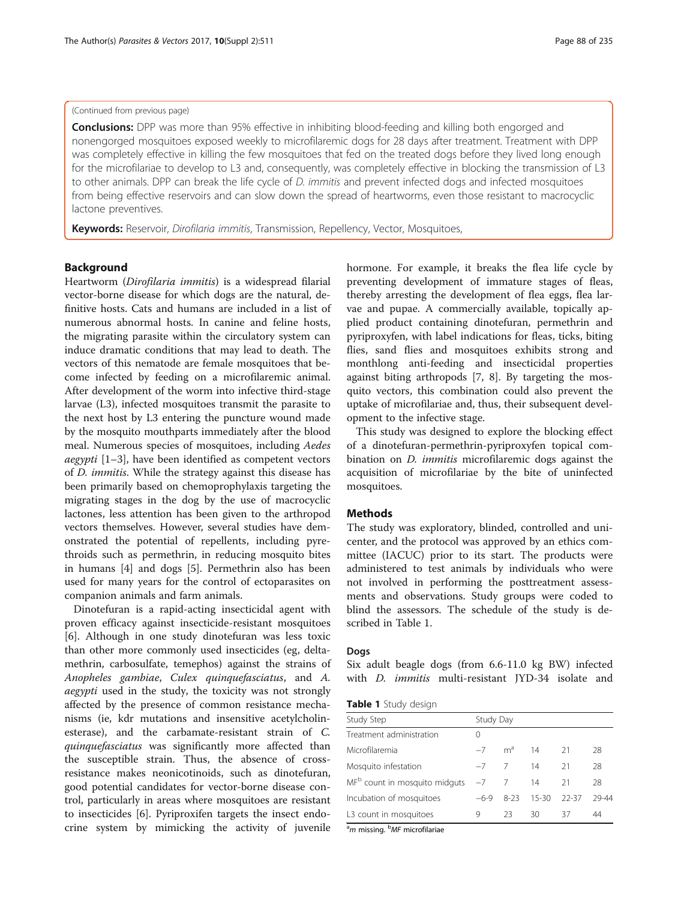(Continued from previous page)

**Conclusions:** DPP was more than 95% effective in inhibiting blood-feeding and killing both engorged and nonengorged mosquitoes exposed weekly to microfilaremic dogs for 28 days after treatment. Treatment with DPP was completely effective in killing the few mosquitoes that fed on the treated dogs before they lived long enough for the microfilariae to develop to L3 and, consequently, was completely effective in blocking the transmission of L3 to other animals. DPP can break the life cycle of *D. immitis* and prevent infected dogs and infected mosquitoes from being effective reservoirs and can slow down the spread of heartworms, even those resistant to macrocyclic lactone preventives.

**Keywords:** Reservoir, *Dirofilaria immitis*, Transmission, Repellency, Vector, Mosquitoes,

## Background

Heartworm (*Dirofilaria immitis*) is a widespread filarial vector-borne disease for which dogs are the natural, definitive hosts. Cats and humans are included in a list of numerous abnormal hosts. In canine and feline hosts, the migrating parasite within the circulatory system can induce dramatic conditions that may lead to death. The vectors of this nematode are female mosquitoes that become infected by feeding on a microfilaremic animal. After development of the worm into infective third-stage larvae (L3), infected mosquitoes transmit the parasite to the next host by L3 entering the puncture wound made by the mosquito mouthparts immediately after the blood meal. Numerous species of mosquitoes, including *Aedes aegypti* [1–3], have been identified as competent vectors of *D. immitis*. While the strategy against this disease has been primarily based on chemoprophylaxis targeting the migrating stages in the dog by the use of macrocyclic lactones, less attention has been given to the arthropod vectors themselves. However, several studies have demonstrated the potential of repellents, including pyrethroids such as permethrin, in reducing mosquito bites in humans [4] and dogs [5]. Permethrin also has been used for many years for the control of ectoparasites on companion animals and farm animals.

Dinotefuran is a rapid-acting insecticidal agent with proven efficacy against insecticide-resistant mosquitoes [6]. Although in one study dinotefuran was less toxic than other more commonly used insecticides (eg, deltamethrin, carbosulfate, temephos) against the strains of *Anopheles gambiae*, *Culex quinquefasciatus*, and *A. aegypti* used in the study, the toxicity was not strongly affected by the presence of common resistance mechanisms (ie, kdr mutations and insensitive acetylcholinesterase), and the carbamate-resistant strain of *C. quinquefasciatus* was significantly more affected than the susceptible strain. Thus, the absence of cross-resistance makes neonicotinoids, such as dinotefuran, good potential candidates for vector-borne disease control, particularly in areas where mosquitoes are resistant to insecticides [6]. Pyriproxifen targets the insect endocrine system by mimicking the activity of juvenile hormone. For example, it breaks the flea life cycle by preventing development of immature stages of fleas, thereby arresting the development of flea eggs, flea larvae and pupae. A commercially available, topically applied product containing dinotefuran, permethrin and pyriproxyfen, with label indications for fleas, ticks, biting flies, sand flies and mosquitoes exhibits strong and monthlong anti-feeding and insecticidal properties against biting arthropods [7, 8]. By targeting the mosquito vectors, this combination could also prevent the uptake of microfilariae and, thus, their subsequent development to the infective stage.

This study was designed to explore the blocking effect of a dinotefuran-permethrin-pyriproxyfen topical combination on *D. immitis* microfilaremic dogs against the acquisition of microfilariae by the bite of uninfected mosquitoes.

## Methods

The study was exploratory, blinded, controlled and unicenter, and the protocol was approved by an ethics committee (IACUC) prior to its start. The products were administered to test animals by individuals who were not involved in performing the posttreatment assessments and observations. Study groups were coded to blind the assessors. The schedule of the study is described in Table 1.

### Dogs

Six adult beagle dogs (from 6.6-11.0 kg BW) infected with *D. immitis* multi-resistant JYD-34 isolate and

**Table 1** Study design

| Study Step | Study Day | | | | |
|---|---|---|---|---|---|
| Treatment administration | 0 | | | | |
| Microfilaremia | −7 | m[a] | 14 | 21 | 28 |
| Mosquito infestation | −7 | 7 | 14 | 21 | 28 |
| MF[b] count in mosquito midguts | −7 | 7 | 14 | 21 | 28 |
| Incubation of mosquitoes | −6-9 | 8-23 | 15-30 | 22-37 | 29-44 |
| L3 count in mosquitoes | 9 | 23 | 30 | 37 | 44 |

[a]*m* missing. [b]*MF* microfilariae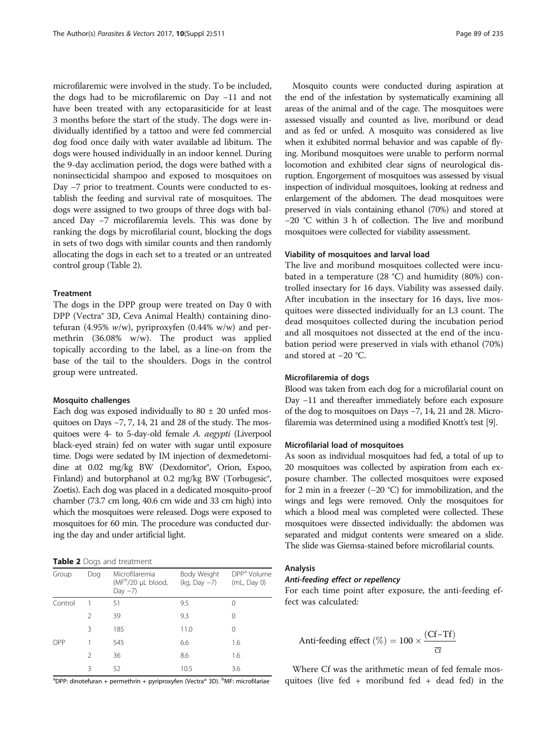microfilaremic were involved in the study. To be included, the dogs had to be microfilaremic on Day −11 and not have been treated with any ectoparasiticide for at least 3 months before the start of the study. The dogs were individually identified by a tattoo and were fed commercial dog food once daily with water available ad libitum. The dogs were housed individually in an indoor kennel. During the 9-day acclimation period, the dogs were bathed with a noninsecticidal shampoo and exposed to mosquitoes on Day −7 prior to treatment. Counts were conducted to establish the feeding and survival rate of mosquitoes. The dogs were assigned to two groups of three dogs with balanced Day −7 microfilaremia levels. This was done by ranking the dogs by microfilarial count, blocking the dogs in sets of two dogs with similar counts and then randomly allocating the dogs in each set to a treated or an untreated control group (Table 2).

#### Treatment

The dogs in the DPP group were treated on Day 0 with DPP (Vectra® 3D, Ceva Animal Health) containing dinotefuran (4.95% *w*/w), pyriproxyfen (0.44% w/w) and permethrin (36.08% w/w). The product was applied topically according to the label, as a line-on from the base of the tail to the shoulders. Dogs in the control group were untreated.

#### Mosquito challenges

Each dog was exposed individually to 80 ± 20 unfed mosquitoes on Days −7, 7, 14, 21 and 28 of the study. The mosquitoes were 4- to 5-day-old female *A. aegypti* (Liverpool black-eyed strain) fed on water with sugar until exposure time. Dogs were sedated by IM injection of dexmedetomidine at 0.02 mg/kg BW (Dexdomitor®, Orion, Espoo, Finland) and butorphanol at 0.2 mg/kg BW (Torbugesic®, Zoetis). Each dog was placed in a dedicated mosquito-proof chamber (73.7 cm long, 40.6 cm wide and 33 cm high) into which the mosquitoes were released. Dogs were exposed to mosquitoes for 60 min. The procedure was conducted during the day and under artificial light.

**Table 2** Dogs and treatment

| Group | Dog | Microfilaremia (MF[b]/20 μL blood, Day −7) | Body Weight (kg, Day −7) | DPP[a] Volume (mL, Day 0) |
|---|---|---|---|---|
| Control | 1 | 51 | 9.5 | 0 |
| | 2 | 39 | 9.3 | 0 |
| | 3 | 185 | 11.0 | 0 |
| DPP | 1 | 545 | 6.6 | 1.6 |
| | 2 | 36 | 8.6 | 1.6 |
| | 3 | 52 | 10.5 | 3.6 |

[a]DPP: dinotefuran + permethrin + pyriproxyfen (Vectra® 3D). [b]MF: microfilariae

Mosquito counts were conducted during aspiration at the end of the infestation by systematically examining all areas of the animal and of the cage. The mosquitoes were assessed visually and counted as live, moribund or dead and as fed or unfed. A mosquito was considered as live when it exhibited normal behavior and was capable of flying. Moribund mosquitoes were unable to perform normal locomotion and exhibited clear signs of neurological disruption. Engorgement of mosquitoes was assessed by visual inspection of individual mosquitoes, looking at redness and enlargement of the abdomen. The dead mosquitoes were preserved in vials containing ethanol (70%) and stored at −20 °C within 3 h of collection. The live and moribund mosquitoes were collected for viability assessment.

#### Viability of mosquitoes and larval load

The live and moribund mosquitoes collected were incubated in a temperature (28 °C) and humidity (80%) controlled insectary for 16 days. Viability was assessed daily. After incubation in the insectary for 16 days, live mosquitoes were dissected individually for an L3 count. The dead mosquitoes collected during the incubation period and all mosquitoes not dissected at the end of the incubation period were preserved in vials with ethanol (70%) and stored at −20 °C.

#### Microfilaremia of dogs

Blood was taken from each dog for a microfilarial count on Day −11 and thereafter immediately before each exposure of the dog to mosquitoes on Days −7, 14, 21 and 28. Microfilaremia was determined using a modified Knott's test [9].

#### Microfilarial load of mosquitoes

As soon as individual mosquitoes had fed, a total of up to 20 mosquitoes was collected by aspiration from each exposure chamber. The collected mosquitoes were exposed for 2 min in a freezer (−20 °C) for immobilization, and the wings and legs were removed. Only the mosquitoes for which a blood meal was completed were collected. These mosquitoes were dissected individually: the abdomen was separated and midgut contents were smeared on a slide. The slide was Giemsa-stained before microfilarial counts.

### Analysis

#### *Anti-feeding effect or repellency*

For each time point after exposure, the anti-feeding effect was calculated:

$$\text{Anti-feeding effect } (\%) = 100 \times \frac{(\text{Cf} - \text{Tf})}{\overline{\text{Cf}}}$$

Where Cf was the arithmetic mean of fed female mosquitoes (live fed + moribund fed + dead fed) in the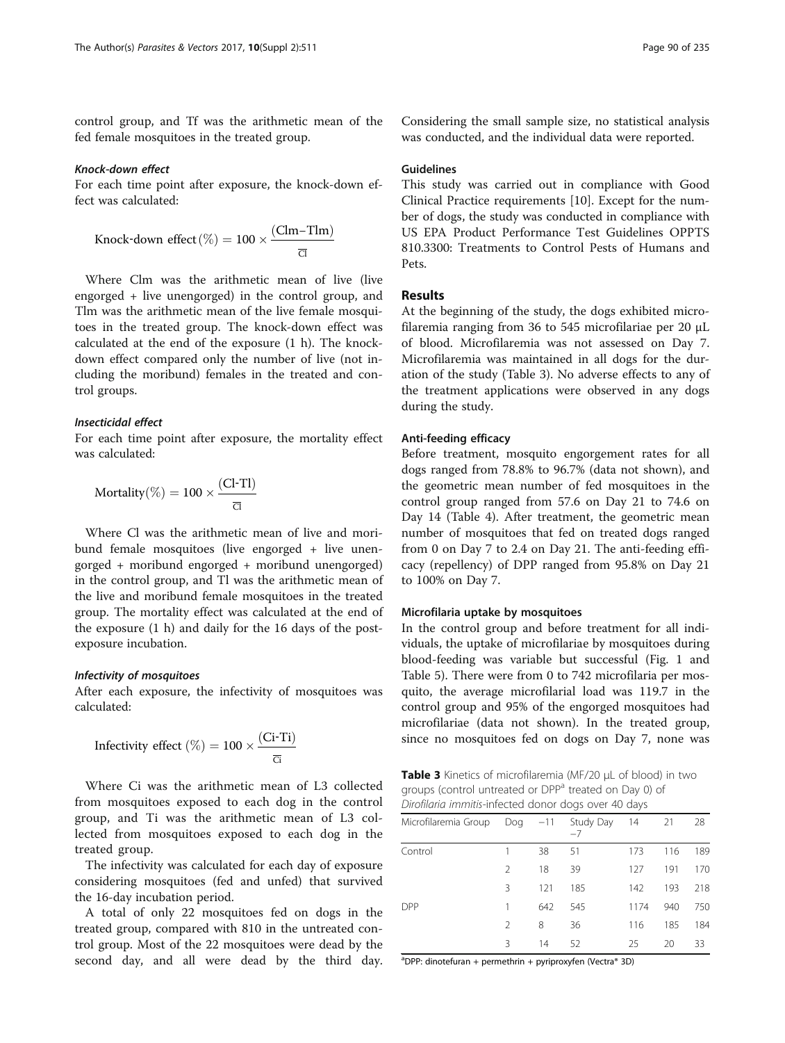control group, and Tf was the arithmetic mean of the fed female mosquitoes in the treated group.

#### *Knock-down effect*

For each time point after exposure, the knock-down effect was calculated:

$$\text{Knock-down effect}(\%) = 100 \times \frac{(\text{Clm}-\text{Tlm})}{\overline{\text{Cl}}}$$

Where Clm was the arithmetic mean of live (live engorged + live unengorged) in the control group, and Tlm was the arithmetic mean of the live female mosquitoes in the treated group. The knock-down effect was calculated at the end of the exposure (1 h). The knock-down effect compared only the number of live (not including the moribund) females in the treated and control groups.

#### *Insecticidal effect*

For each time point after exposure, the mortality effect was calculated:

$$\text{Mortality}(\%) = 100 \times \frac{(\text{Cl-Tl})}{\overline{\text{Cl}}}$$

Where Cl was the arithmetic mean of live and moribund female mosquitoes (live engorged + live unengorged + moribund engorged + moribund unengorged) in the control group, and Tl was the arithmetic mean of the live and moribund female mosquitoes in the treated group. The mortality effect was calculated at the end of the exposure (1 h) and daily for the 16 days of the post-exposure incubation.

#### *Infectivity of mosquitoes*

After each exposure, the infectivity of mosquitoes was calculated:

$$\text{Infectivity effect }(\%) = 100 \times \frac{(\text{Ci-Ti})}{\overline{\text{Ci}}}$$

Where Ci was the arithmetic mean of L3 collected from mosquitoes exposed to each dog in the control group, and Ti was the arithmetic mean of L3 collected from mosquitoes exposed to each dog in the treated group.

The infectivity was calculated for each day of exposure considering mosquitoes (fed and unfed) that survived the 16-day incubation period.

A total of only 22 mosquitoes fed on dogs in the treated group, compared with 810 in the untreated control group. Most of the 22 mosquitoes were dead by the second day, and all were dead by the third day. Considering the small sample size, no statistical analysis was conducted, and the individual data were reported.

### Guidelines

This study was carried out in compliance with Good Clinical Practice requirements [10]. Except for the number of dogs, the study was conducted in compliance with US EPA Product Performance Test Guidelines OPPTS 810.3300: Treatments to Control Pests of Humans and Pets.

## Results

At the beginning of the study, the dogs exhibited microfilaremia ranging from 36 to 545 microfilariae per 20 μL of blood. Microfilaremia was not assessed on Day 7. Microfilaremia was maintained in all dogs for the duration of the study (Table 3). No adverse effects to any of the treatment applications were observed in any dogs during the study.

### Anti-feeding efficacy

Before treatment, mosquito engorgement rates for all dogs ranged from 78.8% to 96.7% (data not shown), and the geometric mean number of fed mosquitoes in the control group ranged from 57.6 on Day 21 to 74.6 on Day 14 (Table 4). After treatment, the geometric mean number of mosquitoes that fed on treated dogs ranged from 0 on Day 7 to 2.4 on Day 21. The anti-feeding efficacy (repellency) of DPP ranged from 95.8% on Day 21 to 100% on Day 7.

### Microfilaria uptake by mosquitoes

In the control group and before treatment for all individuals, the uptake of microfilariae by mosquitoes during blood-feeding was variable but successful (Fig. 1 and Table 5). There were from 0 to 742 microfilaria per mosquito, the average microfilarial load was 119.7 in the control group and 95% of the engorged mosquitoes had microfilariae (data not shown). In the treated group, since no mosquitoes fed on dogs on Day 7, none was

**Table 3** Kinetics of microfilaremia (MF/20 μL of blood) in two groups (control untreated or DPP[a] treated on Day 0) of *Dirofilaria immitis*-infected donor dogs over 40 days

| Microfilaremia Group | Dog | −11 | Study Day −7 | 14 | 21 | 28 |
|---|---|---|---|---|---|---|
| Control | 1 | 38 | 51 | 173 | 116 | 189 |
| | 2 | 18 | 39 | 127 | 191 | 170 |
| | 3 | 121 | 185 | 142 | 193 | 218 |
| DPP | 1 | 642 | 545 | 1174 | 940 | 750 |
| | 2 | 8 | 36 | 116 | 185 | 184 |
| | 3 | 14 | 52 | 25 | 20 | 33 |

[a]DPP: dinotefuran + permethrin + pyriproxyfen (Vectra® 3D)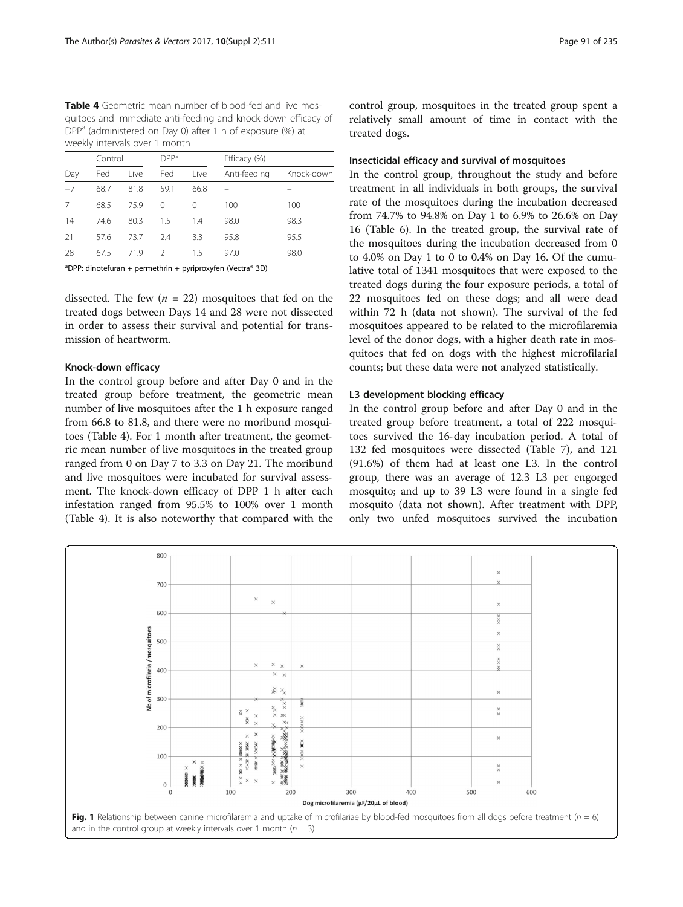**Table 4** Geometric mean number of blood-fed and live mosquitoes and immediate anti-feeding and knock-down efficacy of DPP[a] (administered on Day 0) after 1 h of exposure (%) at weekly intervals over 1 month

| Day | Control | | DPP[a] | | Efficacy (%) | |
|---|---|---|---|---|---|---|
| | Fed | Live | Fed | Live | Anti-feeding | Knock-down |
| −7 | 68.7 | 81.8 | 59.1 | 66.8 | – | – |
| 7 | 68.5 | 75.9 | 0 | 0 | 100 | 100 |
| 14 | 74.6 | 80.3 | 1.5 | 1.4 | 98.0 | 98.3 |
| 21 | 57.6 | 73.7 | 2.4 | 3.3 | 95.8 | 95.5 |
| 28 | 67.5 | 71.9 | 2 | 1.5 | 97.0 | 98.0 |

[a]DPP: dinotefuran + permethrin + pyriproxyfen (Vectra® 3D)

dissected. The few ($n$ = 22) mosquitoes that fed on the treated dogs between Days 14 and 28 were not dissected in order to assess their survival and potential for transmission of heartworm.

#### Knock-down efficacy

In the control group before and after Day 0 and in the treated group before treatment, the geometric mean number of live mosquitoes after the 1 h exposure ranged from 66.8 to 81.8, and there were no moribund mosquitoes (Table 4). For 1 month after treatment, the geometric mean number of live mosquitoes in the treated group ranged from 0 on Day 7 to 3.3 on Day 21. The moribund and live mosquitoes were incubated for survival assessment. The knock-down efficacy of DPP 1 h after each infestation ranged from 95.5% to 100% over 1 month (Table 4). It is also noteworthy that compared with the control group, mosquitoes in the treated group spent a relatively small amount of time in contact with the treated dogs.

#### Insecticidal efficacy and survival of mosquitoes

In the control group, throughout the study and before treatment in all individuals in both groups, the survival rate of the mosquitoes during the incubation decreased from 74.7% to 94.8% on Day 1 to 6.9% to 26.6% on Day 16 (Table 6). In the treated group, the survival rate of the mosquitoes during the incubation decreased from 0 to 4.0% on Day 1 to 0 to 0.4% on Day 16. Of the cumulative total of 1341 mosquitoes that were exposed to the treated dogs during the four exposure periods, a total of 22 mosquitoes fed on these dogs; and all were dead within 72 h (data not shown). The survival of the fed mosquitoes appeared to be related to the microfilaremia level of the donor dogs, with a higher death rate in mosquitoes that fed on dogs with the highest microfilarial counts; but these data were not analyzed statistically.

#### L3 development blocking efficacy

In the control group before and after Day 0 and in the treated group before treatment, a total of 222 mosquitoes survived the 16-day incubation period. A total of 132 fed mosquitoes were dissected (Table 7), and 121 (91.6%) of them had at least one L3. In the control group, there was an average of 12.3 L3 per engorged mosquito; and up to 39 L3 were found in a single fed mosquito (data not shown). After treatment with DPP, only two unfed mosquitoes survived the incubation

**Fig. 1** Relationship between canine microfilaremia and uptake of microfilariae by blood-fed mosquitoes from all dogs before treatment ($n$ = 6) and in the control group at weekly intervals over 1 month ($n$ = 3)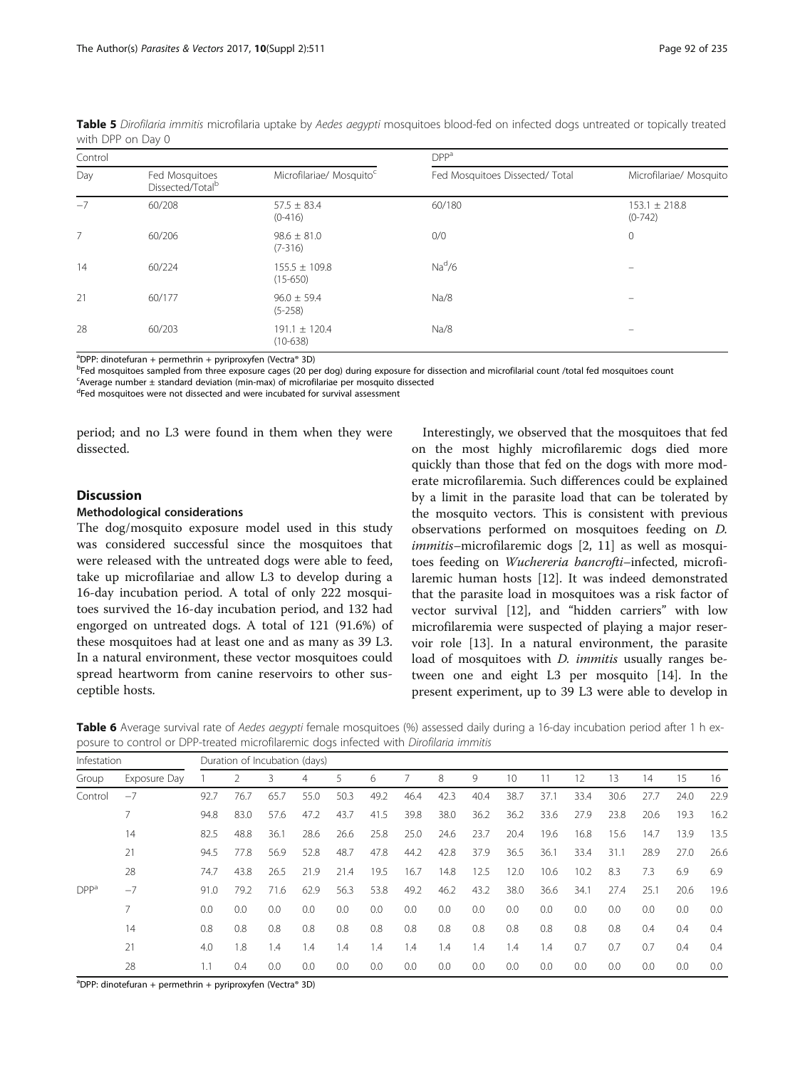**Table 5** *Dirofilaria immitis* microfilaria uptake by *Aedes aegypti* mosquitoes blood-fed on infected dogs untreated or topically treated with DPP on Day 0

| Control | | | DPP[a] | |
|---|---|---|---|---|
| Day | Fed Mosquitoes Dissected/Total[b] | Microfilariae/ Mosquito[c] | Fed Mosquitoes Dissected/ Total | Microfilariae/ Mosquito |
| −7 | 60/208 | 57.5 ± 83.4 (0-416) | 60/180 | 153.1 ± 218.8 (0-742) |
| 7 | 60/206 | 98.6 ± 81.0 (7-316) | 0/0 | 0 |
| 14 | 60/224 | 155.5 ± 109.8 (15-650) | Na[d]/6 | – |
| 21 | 60/177 | 96.0 ± 59.4 (5-258) | Na/8 | – |
| 28 | 60/203 | 191.1 ± 120.4 (10-638) | Na/8 | – |

[a]DPP: dinotefuran + permethrin + pyriproxyfen (Vectra® 3D)
[b]Fed mosquitoes sampled from three exposure cages (20 per dog) during exposure for dissection and microfilarial count /total fed mosquitoes count
[c]Average number ± standard deviation (min-max) of microfilariae per mosquito dissected
[d]Fed mosquitoes were not dissected and were incubated for survival assessment

period; and no L3 were found in them when they were dissected.

## Discussion

### Methodological considerations

The dog/mosquito exposure model used in this study was considered successful since the mosquitoes that were released with the untreated dogs were able to feed, take up microfilariae and allow L3 to develop during a 16-day incubation period. A total of only 222 mosquitoes survived the 16-day incubation period, and 132 had engorged on untreated dogs. A total of 121 (91.6%) of these mosquitoes had at least one and as many as 39 L3. In a natural environment, these vector mosquitoes could spread heartworm from canine reservoirs to other susceptible hosts.

Interestingly, we observed that the mosquitoes that fed on the most highly microfilaremic dogs died more quickly than those that fed on the dogs with more moderate microfilaremia. Such differences could be explained by a limit in the parasite load that can be tolerated by the mosquito vectors. This is consistent with previous observations performed on mosquitoes feeding on *D. immitis*–microfilaremic dogs [2, 11] as well as mosquitoes feeding on *Wuchereria bancrofti*–infected, microfilaremic human hosts [12]. It was indeed demonstrated that the parasite load in mosquitoes was a risk factor of vector survival [12], and "hidden carriers" with low microfilaremia were suspected of playing a major reservoir role [13]. In a natural environment, the parasite load of mosquitoes with *D. immitis* usually ranges between one and eight L3 per mosquito [14]. In the present experiment, up to 39 L3 were able to develop in

**Table 6** Average survival rate of *Aedes aegypti* female mosquitoes (%) assessed daily during a 16-day incubation period after 1 h exposure to control or DPP-treated microfilaremic dogs infected with *Dirofilaria immitis*

| Infestation | | Duration of Incubation (days) | | | | | | | | | | | | | | | |
|---|---|---|---|---|---|---|---|---|---|---|---|---|---|---|---|---|---|
| Group | Exposure Day | 1 | 2 | 3 | 4 | 5 | 6 | 7 | 8 | 9 | 10 | 11 | 12 | 13 | 14 | 15 | 16 |
| Control | −7 | 92.7 | 76.7 | 65.7 | 55.0 | 50.3 | 49.2 | 46.4 | 42.3 | 40.4 | 38.7 | 37.1 | 33.4 | 30.6 | 27.7 | 24.0 | 22.9 |
| | 7 | 94.8 | 83.0 | 57.6 | 47.2 | 43.7 | 41.5 | 39.8 | 38.0 | 36.2 | 36.2 | 33.6 | 27.9 | 23.8 | 20.6 | 19.3 | 16.2 |
| | 14 | 82.5 | 48.8 | 36.1 | 28.6 | 26.6 | 25.8 | 25.0 | 24.6 | 23.7 | 20.4 | 19.6 | 16.8 | 15.6 | 14.7 | 13.9 | 13.5 |
| | 21 | 94.5 | 77.8 | 56.9 | 52.8 | 48.7 | 47.8 | 44.2 | 42.8 | 37.9 | 36.5 | 36.1 | 33.4 | 31.1 | 28.9 | 27.0 | 26.6 |
| | 28 | 74.7 | 43.8 | 26.5 | 21.9 | 21.4 | 19.5 | 16.7 | 14.8 | 12.5 | 12.0 | 10.6 | 10.2 | 8.3 | 7.3 | 6.9 | 6.9 |
| DPP[a] | −7 | 91.0 | 79.2 | 71.6 | 62.9 | 56.3 | 53.8 | 49.2 | 46.2 | 43.2 | 38.0 | 36.6 | 34.1 | 27.4 | 25.1 | 20.6 | 19.6 |
| | 7 | 0.0 | 0.0 | 0.0 | 0.0 | 0.0 | 0.0 | 0.0 | 0.0 | 0.0 | 0.0 | 0.0 | 0.0 | 0.0 | 0.0 | 0.0 | 0.0 |
| | 14 | 0.8 | 0.8 | 0.8 | 0.8 | 0.8 | 0.8 | 0.8 | 0.8 | 0.8 | 0.8 | 0.8 | 0.8 | 0.8 | 0.4 | 0.4 | 0.4 |
| | 21 | 4.0 | 1.8 | 1.4 | 1.4 | 1.4 | 1.4 | 1.4 | 1.4 | 1.4 | 1.4 | 1.4 | 0.7 | 0.7 | 0.7 | 0.4 | 0.4 |
| | 28 | 1.1 | 0.4 | 0.0 | 0.0 | 0.0 | 0.0 | 0.0 | 0.0 | 0.0 | 0.0 | 0.0 | 0.0 | 0.0 | 0.0 | 0.0 | 0.0 |

[a]DPP: dinotefuran + permethrin + pyriproxyfen (Vectra® 3D)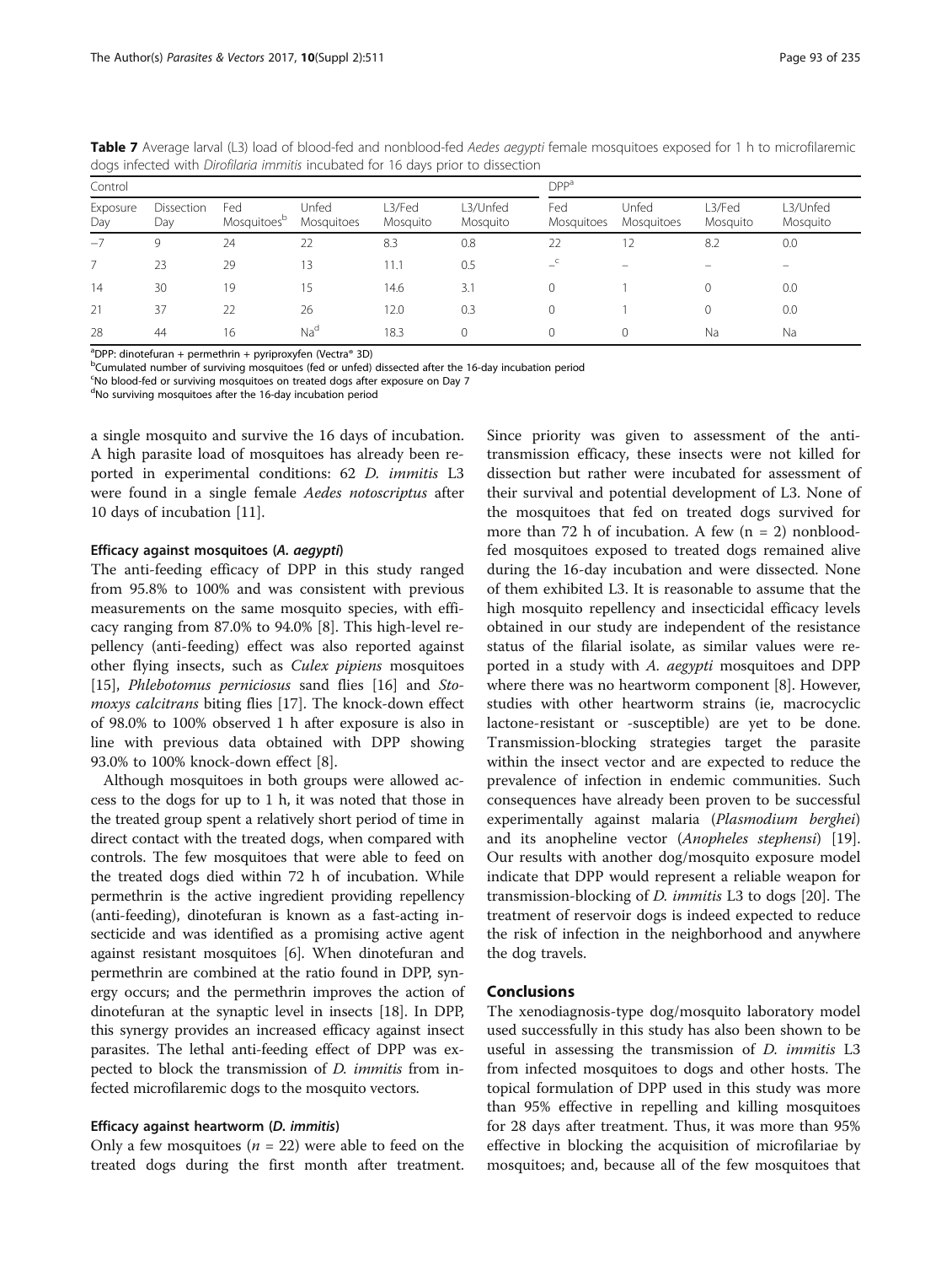**Table 7** Average larval (L3) load of blood-fed and nonblood-fed *Aedes aegypti* female mosquitoes exposed for 1 h to microfilaremic dogs infected with *Dirofilaria immitis* incubated for 16 days prior to dissection

| Control | | | | | | DPP[a] | | | |
|---|---|---|---|---|---|---|---|---|---|
| Exposure Day | Dissection Day | Fed Mosquitoes[b] | Unfed Mosquitoes | L3/Fed Mosquito | L3/Unfed Mosquito | Fed Mosquitoes | Unfed Mosquitoes | L3/Fed Mosquito | L3/Unfed Mosquito |
| −7 | 9 | 24 | 22 | 8.3 | 0.8 | 22 | 12 | 8.2 | 0.0 |
| 7 | 23 | 29 | 13 | 11.1 | 0.5 | –[c] | – | – | – |
| 14 | 30 | 19 | 15 | 14.6 | 3.1 | 0 | 1 | 0 | 0.0 |
| 21 | 37 | 22 | 26 | 12.0 | 0.3 | 0 | 1 | 0 | 0.0 |
| 28 | 44 | 16 | Na[d] | 18.3 | 0 | 0 | 0 | Na | Na |

[a]DPP: dinotefuran + permethrin + pyriproxyfen (Vectra® 3D)
[b]Cumulated number of surviving mosquitoes (fed or unfed) dissected after the 16-day incubation period
[c]No blood-fed or surviving mosquitoes on treated dogs after exposure on Day 7
[d]No surviving mosquitoes after the 16-day incubation period

a single mosquito and survive the 16 days of incubation. A high parasite load of mosquitoes has already been reported in experimental conditions: 62 *D. immitis* L3 were found in a single female *Aedes notoscriptus* after 10 days of incubation [11].

#### Efficacy against mosquitoes (*A. aegypti*)

The anti-feeding efficacy of DPP in this study ranged from 95.8% to 100% and was consistent with previous measurements on the same mosquito species, with efficacy ranging from 87.0% to 94.0% [8]. This high-level repellency (anti-feeding) effect was also reported against other flying insects, such as *Culex pipiens* mosquitoes [15], *Phlebotomus perniciosus* sand flies [16] and *Stomoxys calcitrans* biting flies [17]. The knock-down effect of 98.0% to 100% observed 1 h after exposure is also in line with previous data obtained with DPP showing 93.0% to 100% knock-down effect [8].

Although mosquitoes in both groups were allowed access to the dogs for up to 1 h, it was noted that those in the treated group spent a relatively short period of time in direct contact with the treated dogs, when compared with controls. The few mosquitoes that were able to feed on the treated dogs died within 72 h of incubation. While permethrin is the active ingredient providing repellency (anti-feeding), dinotefuran is known as a fast-acting insecticide and was identified as a promising active agent against resistant mosquitoes [6]. When dinotefuran and permethrin are combined at the ratio found in DPP, synergy occurs; and the permethrin improves the action of dinotefuran at the synaptic level in insects [18]. In DPP, this synergy provides an increased efficacy against insect parasites. The lethal anti-feeding effect of DPP was expected to block the transmission of *D. immitis* from infected microfilaremic dogs to the mosquito vectors.

#### Efficacy against heartworm (*D. immitis*)

Only a few mosquitoes ($n = 22$) were able to feed on the treated dogs during the first month after treatment. Since priority was given to assessment of the anti-transmission efficacy, these insects were not killed for dissection but rather were incubated for assessment of their survival and potential development of L3. None of the mosquitoes that fed on treated dogs survived for more than 72 h of incubation. A few ($n = 2$) nonblood-fed mosquitoes exposed to treated dogs remained alive during the 16-day incubation and were dissected. None of them exhibited L3. It is reasonable to assume that the high mosquito repellency and insecticidal efficacy levels obtained in our study are independent of the resistance status of the filarial isolate, as similar values were reported in a study with *A. aegypti* mosquitoes and DPP where there was no heartworm component [8]. However, studies with other heartworm strains (ie, macrocyclic lactone-resistant or -susceptible) are yet to be done. Transmission-blocking strategies target the parasite within the insect vector and are expected to reduce the prevalence of infection in endemic communities. Such consequences have already been proven to be successful experimentally against malaria (*Plasmodium berghei*) and its anopheline vector (*Anopheles stephensi*) [19]. Our results with another dog/mosquito exposure model indicate that DPP would represent a reliable weapon for transmission-blocking of *D. immitis* L3 to dogs [20]. The treatment of reservoir dogs is indeed expected to reduce the risk of infection in the neighborhood and anywhere the dog travels.

## Conclusions

The xenodiagnosis-type dog/mosquito laboratory model used successfully in this study has also been shown to be useful in assessing the transmission of *D. immitis* L3 from infected mosquitoes to dogs and other hosts. The topical formulation of DPP used in this study was more than 95% effective in repelling and killing mosquitoes for 28 days after treatment. Thus, it was more than 95% effective in blocking the acquisition of microfilariae by mosquitoes; and, because all of the few mosquitoes that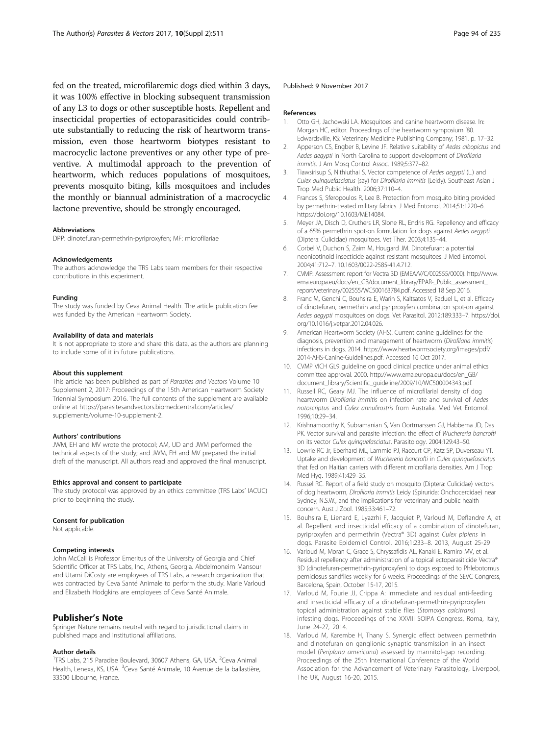fed on the treated, microfilaremic dogs died within 3 days, it was 100% effective in blocking subsequent transmission of any L3 to dogs or other susceptible hosts. Repellent and insecticidal properties of ectoparasiticides could contribute substantially to reducing the risk of heartworm transmission, even those heartworm biotypes resistant to macrocyclic lactone preventives or any other type of preventive. A multimodal approach to the prevention of heartworm, which reduces populations of mosquitoes, prevents mosquito biting, kills mosquitoes and includes the monthly or biannual administration of a macrocyclic lactone preventive, should be strongly encouraged.

#### Abbreviations

DPP: dinotefuran-permethrin-pyriproxyfen; MF: microfilariae

#### Acknowledgements

The authors acknowledge the TRS Labs team members for their respective contributions in this experiment.

#### Funding

The study was funded by Ceva Animal Health. The article publication fee was funded by the American Heartworm Society.

#### Availability of data and materials

It is not appropriate to store and share this data, as the authors are planning to include some of it in future publications.

#### About this supplement

This article has been published as part of *Parasites and Vectors* Volume 10 Supplement 2, 2017: Proceedings of the 15th American Heartworm Society Triennial Symposium 2016. The full contents of the supplement are available online at https://parasitesandvectors.biomedcentral.com/articles/supplements/volume-10-supplement-2.

#### Authors' contributions

JWM, EH and MV wrote the protocol; AM, UD and JWM performed the technical aspects of the study; and JWM, EH and MV prepared the initial draft of the manuscript. All authors read and approved the final manuscript.

#### Ethics approval and consent to participate

The study protocol was approved by an ethics committee (TRS Labs' IACUC) prior to beginning the study.

#### Consent for publication

Not applicable.

#### Competing interests

John McCall is Professor Emeritus of the University of Georgia and Chief Scientific Officer at TRS Labs, Inc., Athens, Georgia. Abdelmoneim Mansour and Utami DiCosty are employees of TRS Labs, a research organization that was contracted by Ceva Santé Animale to perform the study. Marie Varloud and Elizabeth Hodgkins are employees of Ceva Santé Animale.

## Publisher's Note

Springer Nature remains neutral with regard to jurisdictional claims in published maps and institutional affiliations.

#### Author details

[1]TRS Labs, 215 Paradise Boulevard, 30607 Athens, GA, USA. [2]Ceva Animal Health, Lenexa, KS, USA. [3]Ceva Santé Animale, 10 Avenue de la ballastière, 33500 Libourne, France.

Published: 9 November 2017

#### References

1. Otto GH, Jachowski LA. Mosquitoes and canine heartworm disease. In: Morgan HC, editor. Proceedings of the heartworm symposium '80. Edwardsville, KS: Veterinary Medicine Publishing Company; 1981. p. 17–32.
2. Apperson CS, Engber B, Levine JF. Relative suitability of *Aedes albopictus* and *Aedes aegypti* in North Carolina to support development of *Dirofilaria immitis*. J Am Mosq Control Assoc. 1989;5:377–82.
3. Tiawsirisup S, Nithiuthai S. Vector competence of *Aedes aegypti* (L.) and *Culex quinquefasciatus* (say) for *Dirofilaria immitis* (Leidy). Southeast Asian J Trop Med Public Health. 2006;37:110–4.
4. Frances S, Sferopoulos R, Lee B. Protection from mosquito biting provided by permethrin-treated military fabrics. J Med Entomol. 2014;51:1220–6. https://doi.org/10.1603/ME14084.
5. Meyer JA, Disch D, Cruthers LR, Slone RL, Endris RG. Repellency and efficacy of a 65% permethrin spot-on formulation for dogs against *Aedes aegypti* (Diptera: Culicidae) mosquitoes. Vet Ther. 2003;4:135–44.
6. Corbel V, Duchon S, Zaim M, Hougard JM. Dinotefuran: a potential neonicotinoid insecticide against resistant mosquitoes. J Med Entomol. 2004;41:712–7. 10.1603/0022-2585-41.4.712.
7. CVMP: Assessment report for Vectra 3D (EMEA/V/C/002555/0000). http://www.ema.europa.eu/docs/en_GB/document_library/EPAR-_Public_assessment_report/veterinary/002555/WC500163784.pdf. Accessed 18 Sep 2016.
8. Franc M, Genchi C, Bouhsira E, Warin S, Kaltsatos V, Baduel L, et al. Efficacy of dinotefuran, permethrin and pyriproxyfen combination spot-on against *Aedes aegypti* mosquitoes on dogs. Vet Parasitol. 2012;189:333–7. https://doi.org/10.1016/j.vetpar.2012.04.026.
9. American Heartworm Society (AHS). Current canine guidelines for the diagnosis, prevention and management of heartworm (*Dirofilaria immitis*) infections in dogs. 2014. https://www.heartwormsociety.org/images/pdf/2014-AHS-Canine-Guidelines.pdf. Accessed 16 Oct 2017.
10. CVMP VICH GL9 guideline on good clinical practice under animal ethics committee approval. 2000. http://www.ema.europa.eu/docs/en_GB/document_library/Scientific_guideline/2009/10/WC500004343.pdf.
11. Russell RC, Geary MJ. The influence of microfilarial density of dog heartworm *Dirofilaria immitis* on infection rate and survival of *Aedes notoscriptus* and *Culex annulirostris* from Australia. Med Vet Entomol. 1996;10:29–34.
12. Krishnamoorthy K, Subramanian S, Van Oortmarssen GJ, Habbema JD, Das PK. Vector survival and parasite infection: the effect of *Wuchereria bancrofti* on its vector *Culex quinquefasciatus*. Parasitology. 2004;129:43–50.
13. Lowrie RC Jr, Eberhard ML, Lammie PJ, Raccurt CP, Katz SP, Duverseau YT. Uptake and development of *Wuchereria bancrofti* in *Culex quinquefasciatus* that fed on Haitian carriers with different microfilaria densities. Am J Trop Med Hyg. 1989;41:429–35.
14. Russel RC. Report of a field study on mosquito (Diptera: Culicidae) vectors of dog heartworm, *Dirofilaria immitis* Leidy (Spirurida: Onchocercidae) near Sydney, N.S.W., and the implications for veterinary and public health concern. Aust J Zool. 1985;33:461–72.
15. Bouhsira E, Lienard E, Lyazrhi F, Jacquiet P, Varloud M, Deflandre A, et al. Repellent and insecticidal efficacy of a combination of dinotefuran, pyriproxyfen and permethrin (Vectra® 3D) against *Culex pipiens* in dogs. Parasite Epidemiol Control. 2016;1:233–8. 2013, August 25-29
16. Varloud M, Moran C, Grace S, Chryssafidis AL, Kanaki E, Ramiro MV, et al. Residual repellency after administration of a topical ectoparasiticide Vectra® 3D (dinotefuran-permethrin-pyriproxyfen) to dogs exposed to Phlebotomus perniciosus sandflies weekly for 6 weeks. Proceedings of the SEVC Congress, Barcelona, Spain, October 15-17, 2015.
17. Varloud M, Fourie JJ, Crippa A: Immediate and residual anti-feeding and insecticidal efficacy of a dinotefuran-permethrin-pyriproxyfen topical administration against stable flies (*Stomoxys calcitrans*) infesting dogs. Proceedings of the XXVIII SOIPA Congress, Roma, Italy, June 24-27, 2014.
18. Varloud M, Karembe H, Thany S. Synergic effect between permethrin and dinotefuran on ganglionic synaptic transmission in an insect model (*Periplana americana*) assessed by mannitol-gap recording. Proceedings of the 25th International Conference of the World Association for the Advancement of Veterinary Parasitology, Liverpool, The UK, August 16-20, 2015.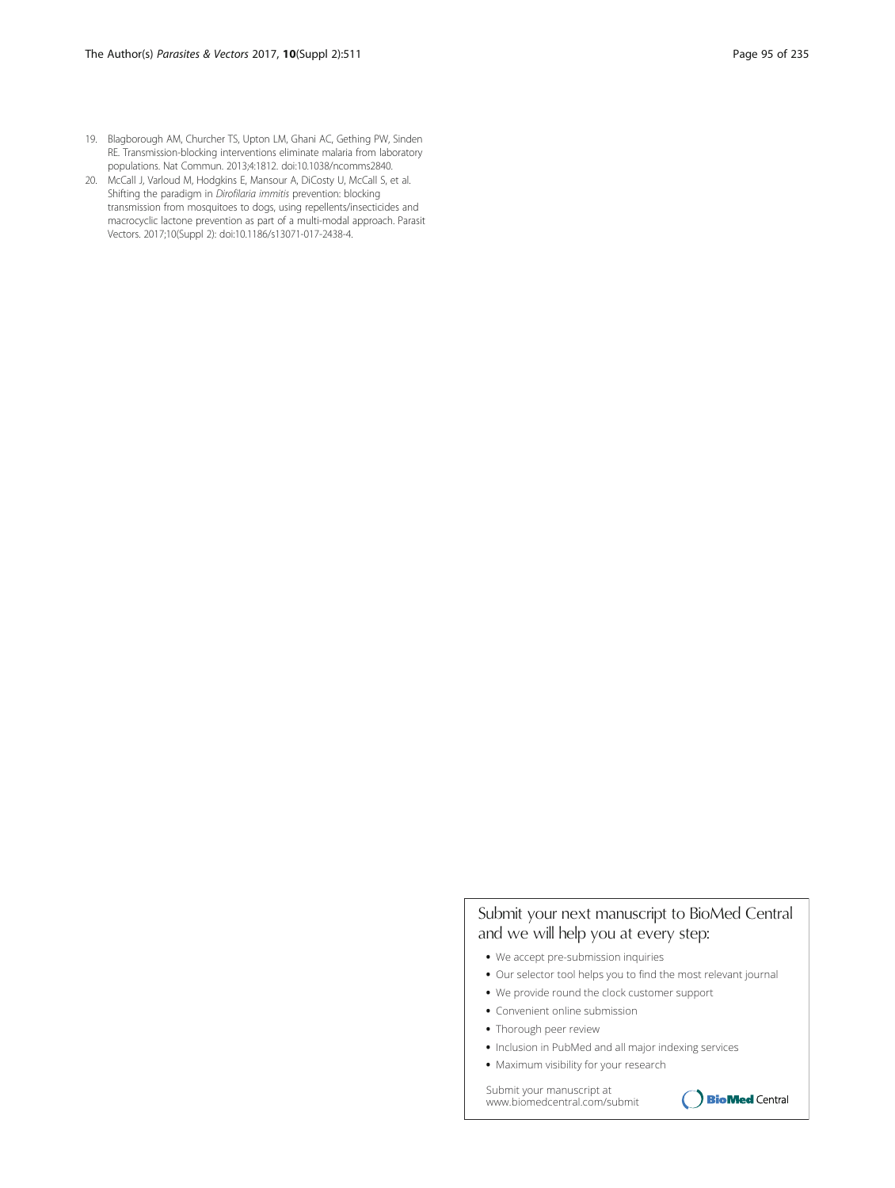19. Blagborough AM, Churcher TS, Upton LM, Ghani AC, Gething PW, Sinden RE. Transmission-blocking interventions eliminate malaria from laboratory populations. Nat Commun. 2013;4:1812. doi:10.1038/ncomms2840.
20. McCall J, Varloud M, Hodgkins E, Mansour A, DiCosty U, McCall S, et al. Shifting the paradigm in *Dirofilaria immitis* prevention: blocking transmission from mosquitoes to dogs, using repellents/insecticides and macrocyclic lactone prevention as part of a multi-modal approach. Parasit Vectors. 2017;10(Suppl 2): doi:10.1186/s13071-017-2438-4.

Submit your next manuscript to BioMed Central and we will help you at every step:

- We accept pre-submission inquiries
- Our selector tool helps you to find the most relevant journal
- We provide round the clock customer support
- Convenient online submission
- Thorough peer review
- Inclusion in PubMed and all major indexing services
- Maximum visibility for your research

Submit your manuscript at
www.biomedcentral.com/submit

BioMed Central